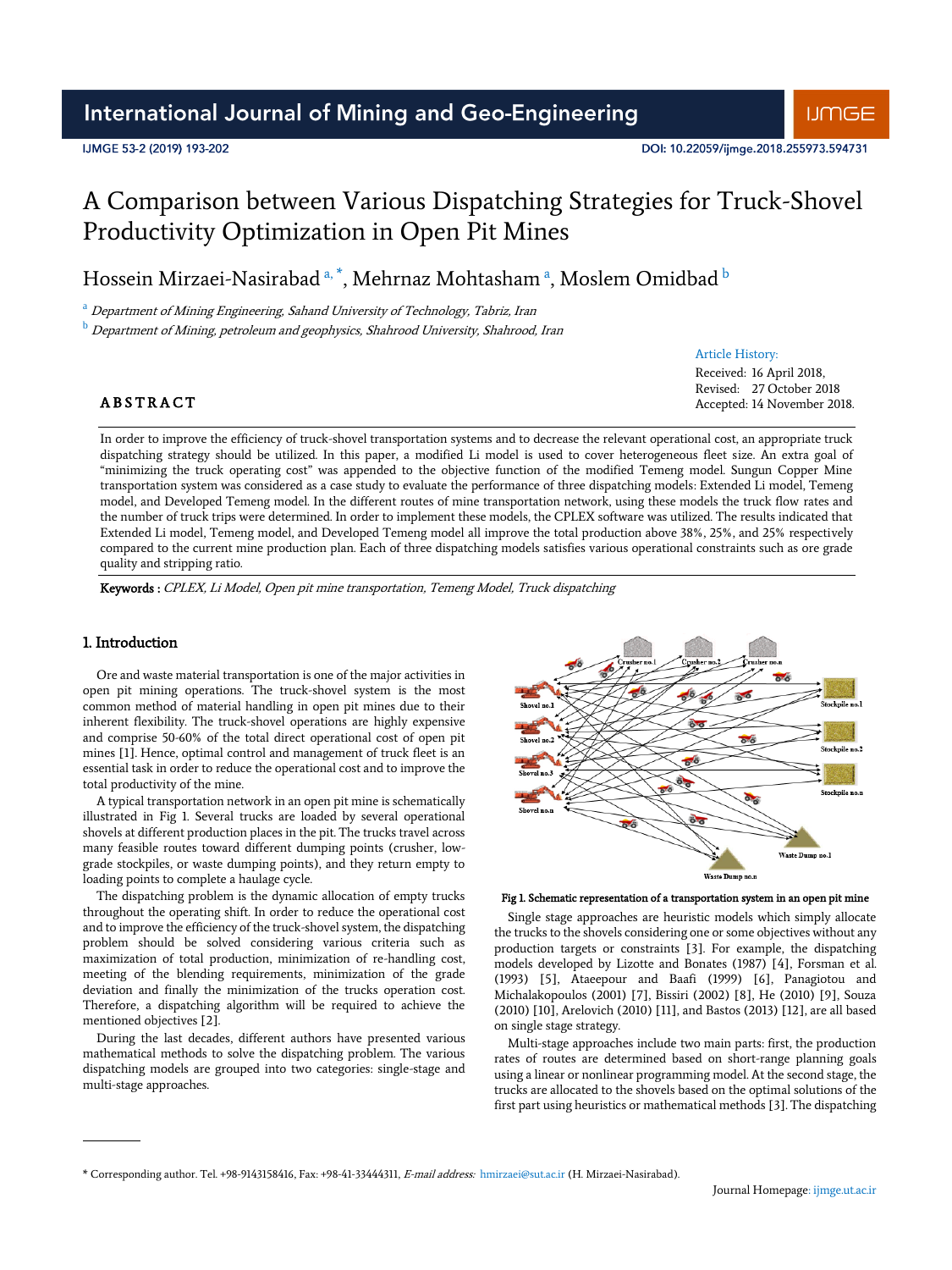# A Comparison between Various Dispatching Strategies for Truck-Shovel Productivity Optimization in Open Pit Mines

Hossein Mirzaei-Nasirabad [a,*], Mehrnaz Mohtasham [a], Moslem Omidbad [b]

[a] *Department of Mining Engineering, Sahand University of Technology, Tabriz, Iran*
[b] *Department of Mining, petroleum and geophysics, Shahrood University, Shahrood, Iran*

Article History:
Received: 16 April 2018,
Revised: 27 October 2018
Accepted: 14 November 2018.

## ABSTRACT

In order to improve the efficiency of truck-shovel transportation systems and to decrease the relevant operational cost, an appropriate truck dispatching strategy should be utilized. In this paper, a modified Li model is used to cover heterogeneous fleet size. An extra goal of "minimizing the truck operating cost" was appended to the objective function of the modified Temeng model. Sungun Copper Mine transportation system was considered as a case study to evaluate the performance of three dispatching models: Extended Li model, Temeng model, and Developed Temeng model. In the different routes of mine transportation network, using these models the truck flow rates and the number of truck trips were determined. In order to implement these models, the CPLEX software was utilized. The results indicated that Extended Li model, Temeng model, and Developed Temeng model all improve the total production above 38%, 25%, and 25% respectively compared to the current mine production plan. Each of three dispatching models satisfies various operational constraints such as ore grade quality and stripping ratio.

**Keywords :** *CPLEX, Li Model, Open pit mine transportation, Temeng Model, Truck dispatching*

## 1. Introduction

Ore and waste material transportation is one of the major activities in open pit mining operations. The truck-shovel system is the most common method of material handling in open pit mines due to their inherent flexibility. The truck-shovel operations are highly expensive and comprise 50-60% of the total direct operational cost of open pit mines [1]. Hence, optimal control and management of truck fleet is an essential task in order to reduce the operational cost and to improve the total productivity of the mine.

A typical transportation network in an open pit mine is schematically illustrated in Fig 1. Several trucks are loaded by several operational shovels at different production places in the pit. The trucks travel across many feasible routes toward different dumping points (crusher, low-grade stockpiles, or waste dumping points), and they return empty to loading points to complete a haulage cycle.

The dispatching problem is the dynamic allocation of empty trucks throughout the operating shift. In order to reduce the operational cost and to improve the efficiency of the truck-shovel system, the dispatching problem should be solved considering various criteria such as maximization of total production, minimization of re-handling cost, meeting of the blending requirements, minimization of the grade deviation and finally the minimization of the trucks operation cost. Therefore, a dispatching algorithm will be required to achieve the mentioned objectives [2].

During the last decades, different authors have presented various mathematical methods to solve the dispatching problem. The various dispatching models are grouped into two categories: single-stage and multi-stage approaches.

**Fig 1. Schematic representation of a transportation system in an open pit mine**

Single stage approaches are heuristic models which simply allocate the trucks to the shovels considering one or some objectives without any production targets or constraints [3]. For example, the dispatching models developed by Lizotte and Bonates (1987) [4], Forsman et al. (1993) [5], Ataeepour and Baafi (1999) [6], Panagiotou and Michalakopoulos (2001) [7], Bissiri (2002) [8], He (2010) [9], Souza (2010) [10], Arelovich (2010) [11], and Bastos (2013) [12], are all based on single stage strategy.

Multi-stage approaches include two main parts: first, the production rates of routes are determined based on short-range planning goals using a linear or nonlinear programming model. At the second stage, the trucks are allocated to the shovels based on the optimal solutions of the first part using heuristics or mathematical methods [3]. The dispatching

---

\* Corresponding author. Tel. +98-9143158416, Fax: +98-41-33444311, *E-mail address:* hmirzaei@sut.ac.ir (H. Mirzaei-Nasirabad).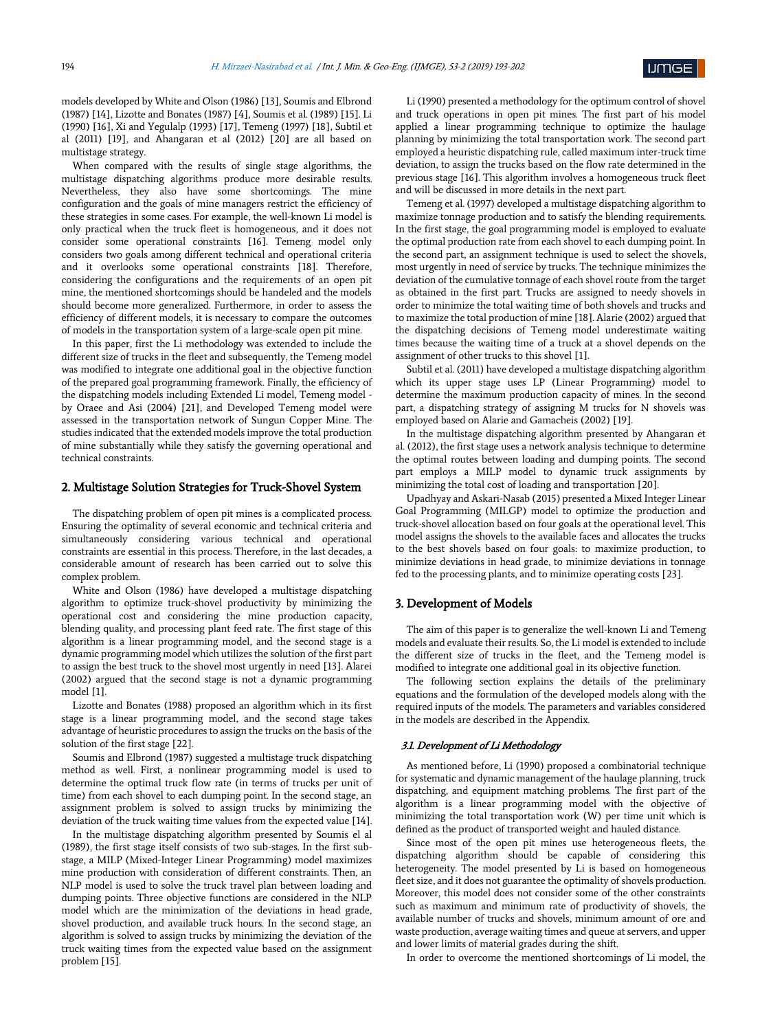models developed by White and Olson (1986) [13], Soumis and Elbrond (1987) [14], Lizotte and Bonates (1987) [4], Soumis et al. (1989) [15]. Li (1990) [16], Xi and Yegulalp (1993) [17], Temeng (1997) [18], Subtil et al (2011) [19], and Ahangaran et al (2012) [20] are all based on multistage strategy.

When compared with the results of single stage algorithms, the multistage dispatching algorithms produce more desirable results. Nevertheless, they also have some shortcomings. The mine configuration and the goals of mine managers restrict the efficiency of these strategies in some cases. For example, the well-known Li model is only practical when the truck fleet is homogeneous, and it does not consider some operational constraints [16]. Temeng model only considers two goals among different technical and operational criteria and it overlooks some operational constraints [18]. Therefore, considering the configurations and the requirements of an open pit mine, the mentioned shortcomings should be handeled and the models should become more generalized. Furthermore, in order to assess the efficiency of different models, it is necessary to compare the outcomes of models in the transportation system of a large-scale open pit mine.

In this paper, first the Li methodology was extended to include the different size of trucks in the fleet and subsequently, the Temeng model was modified to integrate one additional goal in the objective function of the prepared goal programming framework. Finally, the efficiency of the dispatching models including Extended Li model, Temeng model - by Oraee and Asi (2004) [21], and Developed Temeng model were assessed in the transportation network of Sungun Copper Mine. The studies indicated that the extended models improve the total production of mine substantially while they satisfy the governing operational and technical constraints.

## 2. Multistage Solution Strategies for Truck-Shovel System

The dispatching problem of open pit mines is a complicated process. Ensuring the optimality of several economic and technical criteria and simultaneously considering various technical and operational constraints are essential in this process. Therefore, in the last decades, a considerable amount of research has been carried out to solve this complex problem.

White and Olson (1986) have developed a multistage dispatching algorithm to optimize truck-shovel productivity by minimizing the operational cost and considering the mine production capacity, blending quality, and processing plant feed rate. The first stage of this algorithm is a linear programming model, and the second stage is a dynamic programming model which utilizes the solution of the first part to assign the best truck to the shovel most urgently in need [13]. Alarei (2002) argued that the second stage is not a dynamic programming model [1].

Lizotte and Bonates (1988) proposed an algorithm which in its first stage is a linear programming model, and the second stage takes advantage of heuristic procedures to assign the trucks on the basis of the solution of the first stage [22].

Soumis and Elbrond (1987) suggested a multistage truck dispatching method as well. First, a nonlinear programming model is used to determine the optimal truck flow rate (in terms of trucks per unit of time) from each shovel to each dumping point. In the second stage, an assignment problem is solved to assign trucks by minimizing the deviation of the truck waiting time values from the expected value [14].

In the multistage dispatching algorithm presented by Soumis el al (1989), the first stage itself consists of two sub-stages. In the first sub-stage, a MILP (Mixed-Integer Linear Programming) model maximizes mine production with consideration of different constraints. Then, an NLP model is used to solve the truck travel plan between loading and dumping points. Three objective functions are considered in the NLP model which are the minimization of the deviations in head grade, shovel production, and available truck hours. In the second stage, an algorithm is solved to assign trucks by minimizing the deviation of the truck waiting times from the expected value based on the assignment problem [15].

Li (1990) presented a methodology for the optimum control of shovel and truck operations in open pit mines. The first part of his model applied a linear programming technique to optimize the haulage planning by minimizing the total transportation work. The second part employed a heuristic dispatching rule, called maximum inter-truck time deviation, to assign the trucks based on the flow rate determined in the previous stage [16]. This algorithm involves a homogeneous truck fleet and will be discussed in more details in the next part.

Temeng et al. (1997) developed a multistage dispatching algorithm to maximize tonnage production and to satisfy the blending requirements. In the first stage, the goal programming model is employed to evaluate the optimal production rate from each shovel to each dumping point. In the second part, an assignment technique is used to select the shovels, most urgently in need of service by trucks. The technique minimizes the deviation of the cumulative tonnage of each shovel route from the target as obtained in the first part. Trucks are assigned to needy shovels in order to minimize the total waiting time of both shovels and trucks and to maximize the total production of mine [18]. Alarie (2002) argued that the dispatching decisions of Temeng model underestimate waiting times because the waiting time of a truck at a shovel depends on the assignment of other trucks to this shovel [1].

Subtil et al. (2011) have developed a multistage dispatching algorithm which its upper stage uses LP (Linear Programming) model to determine the maximum production capacity of mines. In the second part, a dispatching strategy of assigning M trucks for N shovels was employed based on Alarie and Gamacheis (2002) [19].

In the multistage dispatching algorithm presented by Ahangaran et al. (2012), the first stage uses a network analysis technique to determine the optimal routes between loading and dumping points. The second part employs a MILP model to dynamic truck assignments by minimizing the total cost of loading and transportation [20].

Upadhyay and Askari-Nasab (2015) presented a Mixed Integer Linear Goal Programming (MILGP) model to optimize the production and truck-shovel allocation based on four goals at the operational level. This model assigns the shovels to the available faces and allocates the trucks to the best shovels based on four goals: to maximize production, to minimize deviations in head grade, to minimize deviations in tonnage fed to the processing plants, and to minimize operating costs [23].

## 3. Development of Models

The aim of this paper is to generalize the well-known Li and Temeng models and evaluate their results. So, the Li model is extended to include the different size of trucks in the fleet, and the Temeng model is modified to integrate one additional goal in its objective function.

The following section explains the details of the preliminary equations and the formulation of the developed models along with the required inputs of the models. The parameters and variables considered in the models are described in the Appendix.

### 3.1. Development of Li Methodology

As mentioned before, Li (1990) proposed a combinatorial technique for systematic and dynamic management of the haulage planning, truck dispatching, and equipment matching problems. The first part of the algorithm is a linear programming model with the objective of minimizing the total transportation work (W) per time unit which is defined as the product of transported weight and hauled distance.

Since most of the open pit mines use heterogeneous fleets, the dispatching algorithm should be capable of considering this heterogeneity. The model presented by Li is based on homogenous fleet size, and it does not guarantee the optimality of shovels production. Moreover, this model does not consider some of the other constraints such as maximum and minimum rate of productivity of shovels, the available number of trucks and shovels, minimum amount of ore and waste production, average waiting times and queue at servers, and upper and lower limits of material grades during the shift.

In order to overcome the mentioned shortcomings of Li model, the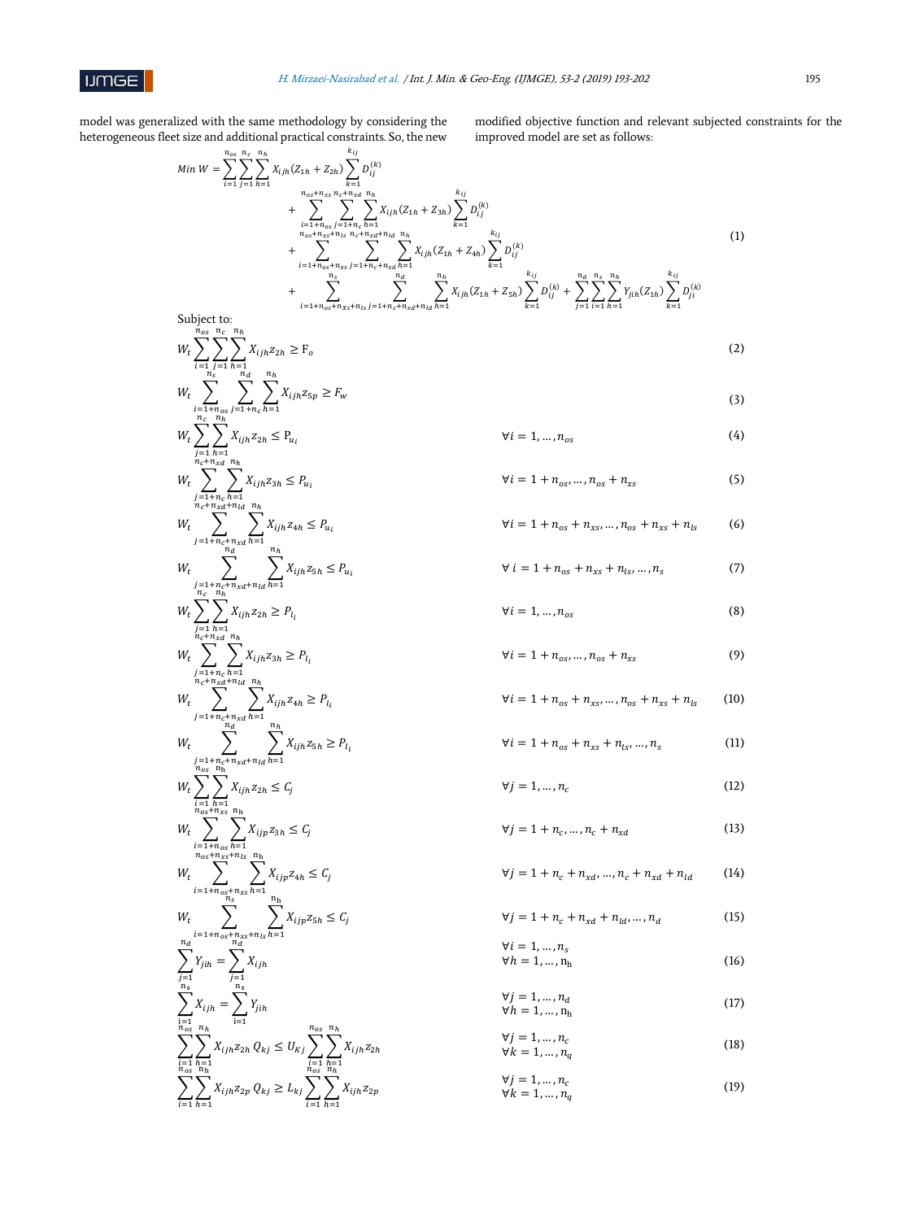model was generalized with the same methodology by considering the heterogeneous fleet size and additional practical constraints. So, the new modified objective function and relevant subjected constraints for the improved model are set as follows:

$$
\begin{aligned}
Min\ W = & \sum_{i=1}^{n_{os}} \sum_{j=1}^{n_c} \sum_{h=1}^{n_h} X_{ijh}(Z_{1h} + Z_{2h}) \sum_{k=1}^{k_{ij}} D_{ij}^{(k)} \\
& + \sum_{i=1+n_{os}}^{n_{os}+n_{xs}} \sum_{j=1+n_c}^{n_c+n_{xd}} \sum_{h=1}^{n_h} X_{ijh}(Z_{1h} + Z_{3h}) \sum_{k=1}^{k_{ij}} D_{ij}^{(k)} \\
& + \sum_{i=1+n_{os}+n_{xs}}^{n_{os}+n_{xs}+n_{ls}} \sum_{j=1+n_c+n_{xd}}^{n_c+n_{xd}+n_{ld}} \sum_{h=1}^{n_h} X_{ijh}(Z_{1h} + Z_{4h}) \sum_{k=1}^{k_{ij}} D_{ij}^{(k)} \\
& + \sum_{i=1+n_{os}+n_{xs}+n_{ls}}^{n_s} \sum_{j=1+n_c+n_{xd}+n_{ld}}^{n_d} \sum_{h=1}^{n_h} X_{ijh}(Z_{1h} + Z_{5h}) \sum_{k=1}^{k_{ij}} D_{ij}^{(k)} + \sum_{j=1}^{n_d} \sum_{i=1}^{n_s} \sum_{h=1}^{n_h} Y_{jih}(Z_{1h}) \sum_{k=1}^{k_{ij}} D_{ji}^{(k)}
\end{aligned} \tag{1}
$$

Subject to:

$$W_t \sum_{i=1}^{n_{os}} \sum_{j=1}^{n_c} \sum_{h=1}^{n_h} X_{ijh} z_{2h} \geq \mathrm{F}_o \tag{2}$$

$$W_t \sum_{i=1+n_{os}}^{n_s} \sum_{j=1+n_c}^{n_d} \sum_{h=1}^{n_h} X_{ijh} z_{5p} \geq F_w \tag{3}$$

$$W_t \sum_{j=1}^{n_c} \sum_{h=1}^{n_h} X_{ijh} z_{2h} \leq \mathrm{P}_{u_i} \qquad \forall i = 1, \dots, n_{os} \tag{4}$$

$$W_t \sum_{j=1+n_c}^{n_c+n_{xd}} \sum_{h=1}^{n_h} X_{ijh} z_{3h} \leq P_{u_i} \qquad \forall i = 1 + n_{os}, \dots, n_{os} + n_{xs} \tag{5}$$

$$W_t \sum_{j=1+n_c+n_{xd}}^{n_c+n_{xd}+n_{ld}} \sum_{h=1}^{n_h} X_{ijh} z_{4h} \leq P_{u_i} \qquad \forall i = 1 + n_{os} + n_{xs}, \dots, n_{os} + n_{xs} + n_{ls} \tag{6}$$

$$W_t \sum_{j=1+n_c+n_{xd}+n_{ld}}^{n_d} \sum_{h=1}^{n_h} X_{ijh} z_{5h} \leq P_{u_i} \qquad \forall\ i = 1 + n_{os} + n_{xs} + n_{ls}, \dots, n_s \tag{7}$$

$$W_t \sum_{j=1}^{n_c} \sum_{h=1}^{n_h} X_{ijh} z_{2h} \geq P_{l_i} \qquad \forall i = 1, \dots, n_{os} \tag{8}$$

$$W_t \sum_{j=1+n_c}^{n_c+n_{xd}} \sum_{h=1}^{n_h} X_{ijh} z_{3h} \geq P_{l_i} \qquad \forall i = 1 + n_{os}, \dots, n_{os} + n_{xs} \tag{9}$$

$$W_t \sum_{j=1+n_c+n_{xd}}^{n_c+n_{xd}+n_{ld}} \sum_{h=1}^{n_h} X_{ijh} z_{4h} \geq P_{l_i} \qquad \forall i = 1 + n_{os} + n_{xs}, \dots, n_{os} + n_{xs} + n_{ls} \tag{10}$$

$$W_t \sum_{j=1+n_c+n_{xd}+n_{ld}}^{n_d} \sum_{h=1}^{n_h} X_{ijh} z_{5h} \geq P_{l_i} \qquad \forall i = 1 + n_{os} + n_{xs} + n_{ls}, \dots, n_s \tag{11}$$

$$W_t \sum_{i=1}^{n_{os}} \sum_{h=1}^{\mathrm{n_h}} X_{ijh} z_{2h} \leq C_j \qquad \forall j = 1, \dots, n_c \tag{12}$$

$$W_t \sum_{i=1+n_{os}}^{n_{os}+n_{xs}} \sum_{h=1}^{\mathrm{n_h}} X_{ijp} z_{3h} \leq C_j \qquad \forall j = 1 + n_c, \dots, n_c + n_{xd} \tag{13}$$

$$W_t \sum_{i=1+n_{os}+n_{xs}}^{n_{os}+n_{xs}+n_{ls}} \sum_{h=1}^{\mathrm{n_h}} X_{ijp} z_{4h} \leq C_j \qquad \forall j = 1 + n_c + n_{xd}, \dots, n_c + n_{xd} + n_{ld} \tag{14}$$

$$W_t \sum_{i=1+n_{os}+n_{xs}+n_{ls}}^{n_s} \sum_{h=1}^{\mathrm{n_h}} X_{ijp} z_{5h} \leq C_j \qquad \forall j = 1 + n_c + n_{xd} + n_{ld}, \dots, n_d \tag{15}$$

$$\sum_{j=1}^{n_d} Y_{jih} = \sum_{j=1}^{n_d} X_{ijh} \qquad \begin{aligned} &\forall i = 1, \dots, n_s \\ &\forall h = 1, \dots, \mathrm{n_h} \end{aligned} \tag{16}$$

$$\sum_{i=1}^{\mathrm{n_s}} X_{ijh} = \sum_{i=1}^{\mathrm{n_s}} Y_{jih} \qquad \begin{aligned} &\forall j = 1, \dots, n_d \\ &\forall h = 1, \dots, \mathrm{n_h} \end{aligned} \tag{17}$$

$$\sum_{i=1}^{n_{os}} \sum_{h=1}^{n_h} X_{ijh} z_{2h}\, Q_{kj} \leq U_{Kj} \sum_{i=1}^{n_{os}} \sum_{h=1}^{n_h} X_{ijh} z_{2h} \qquad \begin{aligned} &\forall j = 1, \dots, n_c \\ &\forall k = 1, \dots, n_q \end{aligned} \tag{18}$$

$$\sum_{i=1}^{n_{os}} \sum_{h=1}^{\mathrm{n_h}} X_{ijh} z_{2p}\, Q_{kj} \geq L_{kj} \sum_{i=1}^{n_{os}} \sum_{h=1}^{\mathrm{n_h}} X_{ijh} z_{2p} \qquad \begin{aligned} &\forall j = 1, \dots, n_c \\ &\forall k = 1, \dots, n_q \end{aligned} \tag{19}$$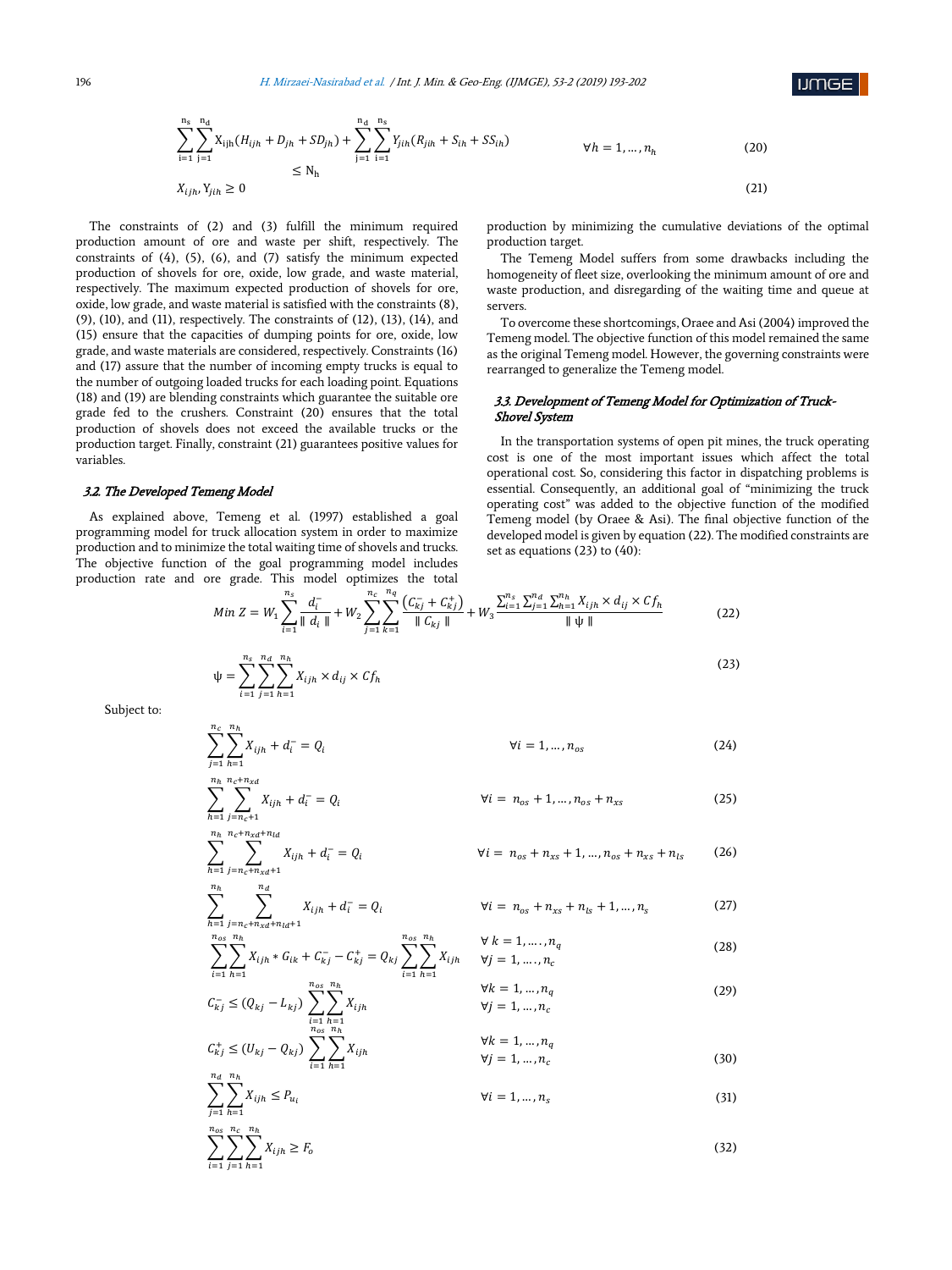$$\sum_{i=1}^{n_s}\sum_{j=1}^{n_d} X_{ijh}(H_{ijh}+D_{jh}+SD_{jh})+\sum_{j=1}^{n_d}\sum_{i=1}^{n_s} Y_{jih}(R_{jih}+S_{ih}+SS_{ih}) \leq N_h \qquad \forall h=1,\dots,n_h \tag{20}$$

$$X_{ijh}, Y_{jih} \geq 0 \tag{21}$$

The constraints of (2) and (3) fulfill the minimum required production amount of ore and waste per shift, respectively. The constraints of (4), (5), (6), and (7) satisfy the minimum expected production of shovels for ore, oxide, low grade, and waste material, respectively. The maximum expected production of shovels for ore, oxide, low grade, and waste material is satisfied with the constraints (8), (9), (10), and (11), respectively. The constraints of (12), (13), (14), and (15) ensure that the capacities of dumping points for ore, oxide, low grade, and waste materials are considered, respectively. Constraints (16) and (17) assure that the number of incoming empty trucks is equal to the number of outgoing loaded trucks for each loading point. Equations (18) and (19) are blending constraints which guarantee the suitable ore grade fed to the crushers. Constraint (20) ensures that the total production of shovels does not exceed the available trucks or the production target. Finally, constraint (21) guarantees positive values for variables.

### *3.2. The Developed Temeng Model*

As explained above, Temeng et al. (1997) established a goal programming model for truck allocation system in order to maximize production and to minimize the total waiting time of shovels and trucks. The objective function of the goal programming model includes production rate and ore grade. This model optimizes the total production by minimizing the cumulative deviations of the optimal production target.

The Temeng Model suffers from some drawbacks including the homogeneity of fleet size, overlooking the minimum amount of ore and waste production, and disregarding of the waiting time and queue at servers.

To overcome these shortcomings, Oraee and Asi (2004) improved the Temeng model. The objective function of this model remained the same as the original Temeng model. However, the governing constraints were rearranged to generalize the Temeng model.

### *3.3. Development of Temeng Model for Optimization of Truck-Shovel System*

In the transportation systems of open pit mines, the truck operating cost is one of the most important issues which affect the total operational cost. So, considering this factor in dispatching problems is essential. Consequently, an additional goal of "minimizing the truck operating cost" was added to the objective function of the modified Temeng model (by Oraee & Asi). The final objective function of the developed model is given by equation (22). The modified constraints are set as equations (23) to (40):

$$Min\ Z = W_1\sum_{i=1}^{n_s}\frac{d_i^-}{\parallel d_i \parallel}+W_2\sum_{j=1}^{n_c}\sum_{k=1}^{n_q}\frac{(C_{kj}^-+C_{kj}^+)}{\parallel C_{kj} \parallel}+W_3\frac{\sum_{i=1}^{n_s}\sum_{j=1}^{n_d}\sum_{h=1}^{n_h} X_{ijh}\times d_{ij}\times Cf_h}{\parallel \psi \parallel} \tag{22}$$

$$\psi=\sum_{i=1}^{n_s}\sum_{j=1}^{n_d}\sum_{h=1}^{n_h} X_{ijh}\times d_{ij}\times Cf_h \tag{23}$$

Subject to:

$$\sum_{j=1}^{n_c}\sum_{h=1}^{n_h} X_{ijh}+d_i^-=Q_i \qquad \forall i=1,\dots,n_{os} \tag{24}$$

$$\sum_{h=1}^{n_h}\sum_{j=n_c+1}^{n_c+n_{xd}} X_{ijh}+d_i^-=Q_i \qquad \forall i=n_{os}+1,\dots,n_{os}+n_{xs} \tag{25}$$

$$\sum_{h=1}^{n_h}\sum_{j=n_c+n_{xd}+1}^{n_c+n_{xd}+n_{ld}} X_{ijh}+d_i^-=Q_i \qquad \forall i=n_{os}+n_{xs}+1,\dots,n_{os}+n_{xs}+n_{ls} \tag{26}$$

$$\sum_{h=1}^{n_h}\sum_{j=n_c+n_{xd}+n_{ld}+1}^{n_d} X_{ijh}+d_i^-=Q_i \qquad \forall i=n_{os}+n_{xs}+n_{ls}+1,\dots,n_s \tag{27}$$

$$\sum_{i=1}^{n_{os}}\sum_{h=1}^{n_h} X_{ijh}*G_{ik}+C_{kj}^--C_{kj}^+=Q_{kj}\sum_{i=1}^{n_{os}}\sum_{h=1}^{n_h} X_{ijh} \qquad \forall k=1,\dots,n_q \quad \forall j=1,\dots,n_c \tag{28}$$

$$C_{kj}^- \leq (Q_{kj}-L_{kj})\sum_{i=1}^{n_{os}}\sum_{h=1}^{n_h} X_{ijh} \qquad \forall k=1,\dots,n_q \quad \forall j=1,\dots,n_c \tag{29}$$

$$C_{kj}^+ \leq (U_{kj}-Q_{kj})\sum_{i=1}^{n_{os}}\sum_{h=1}^{n_h} X_{ijh} \qquad \forall k=1,\dots,n_q \quad \forall j=1,\dots,n_c \tag{30}$$

$$\sum_{j=1}^{n_d}\sum_{h=1}^{n_h} X_{ijh} \leq P_{u_i} \qquad \forall i=1,\dots,n_s \tag{31}$$

$$\sum_{i=1}^{n_{os}}\sum_{j=1}^{n_c}\sum_{h=1}^{n_h} X_{ijh} \geq F_o \tag{32}$$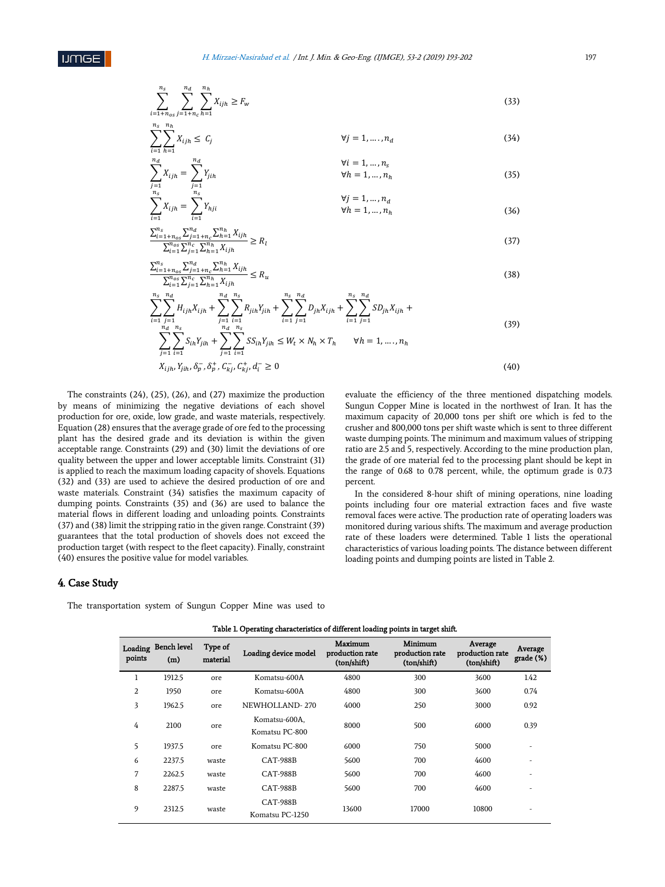$$\sum_{i=1+n_{os}}^{n_s} \sum_{j=1+n_c}^{n_d} \sum_{h=1}^{n_h} X_{ijh} \geq F_w \tag{33}$$

$$\sum_{i=1}^{n_s} \sum_{h=1}^{n_h} X_{ijh} \leq C_j \qquad \forall j = 1, \dots, n_d \tag{34}$$

$$\sum_{j=1}^{n_d} X_{ijh} = \sum_{j=1}^{n_d} Y_{jih} \qquad \forall i = 1, \dots, n_s \quad \forall h = 1, \dots, n_h \tag{35}$$

$$\sum_{i=1}^{n_s} X_{ijh} = \sum_{i=1}^{n_s} Y_{hji} \qquad \forall j = 1, \dots, n_d \quad \forall h = 1, \dots, n_h \tag{36}$$

$$\frac{\sum_{i=1+n_{os}}^{n_s} \sum_{j=1+n_c}^{n_d} \sum_{h=1}^{n_h} X_{ijh}}{\sum_{i=1}^{n_{os}} \sum_{j=1}^{n_c} \sum_{h=1}^{n_h} X_{ijh}} \geq R_l \tag{37}$$

$$\frac{\sum_{i=1+n_{os}}^{n_s} \sum_{j=1+n_c}^{n_d} \sum_{h=1}^{n_h} X_{ijh}}{\sum_{i=1}^{n_{os}} \sum_{j=1}^{n_c} \sum_{h=1}^{n_h} X_{ijh}} \leq R_u \tag{38}$$

$$\sum_{i=1}^{n_s} \sum_{j=1}^{n_d} H_{ijh} X_{ijh} + \sum_{j=1}^{n_d} \sum_{i=1}^{n_s} R_{jih} Y_{jih} + \sum_{i=1}^{n_s} \sum_{j=1}^{n_d} D_{jh} X_{ijh} + \sum_{i=1}^{n_s} \sum_{j=1}^{n_d} SD_{jh} X_{ijh} + \sum_{j=1}^{n_d} \sum_{i=1}^{n_s} S_{ih} Y_{jih} + \sum_{j=1}^{n_d} \sum_{i=1}^{n_s} SS_{ih} Y_{jih} \leq W_t \times N_h \times T_h \qquad \forall h = 1, \dots, n_h \tag{39}$$

$$X_{ijh}, Y_{jih}, \delta_p^-, \delta_p^+, C_{kj}^-, C_{kj}^+, d_i^- \geq 0 \tag{40}$$

The constraints (24), (25), (26), and (27) maximize the production by means of minimizing the negative deviations of each shovel production for ore, oxide, low grade, and waste materials, respectively. Equation (28) ensures that the average grade of ore fed to the processing plant has the desired grade and its deviation is within the given acceptable range. Constraints (29) and (30) limit the deviations of ore quality between the upper and lower acceptable limits. Constraint (31) is applied to reach the maximum loading capacity of shovels. Equations (32) and (33) are used to achieve the desired production of ore and waste materials. Constraint (34) satisfies the maximum capacity of dumping points. Constraints (35) and (36) are used to balance the material flows in different loading and unloading points. Constraints (37) and (38) limit the stripping ratio in the given range. Constraint (39) guarantees that the total production of shovels does not exceed the production target (with respect to the fleet capacity). Finally, constraint (40) ensures the positive value for model variables.

## 4. Case Study

The transportation system of Sungun Copper Mine was used to evaluate the efficiency of the three mentioned dispatching models. Sungun Copper Mine is located in the northwest of Iran. It has the maximum capacity of 20,000 tons per shift ore which is fed to the crusher and 800,000 tons per shift waste which is sent to three different waste dumping points. The minimum and maximum values of stripping ratio are 2.5 and 5, respectively. According to the mine production plan, the grade of ore material fed to the processing plant should be kept in the range of 0.68 to 0.78 percent, while, the optimum grade is 0.73 percent.

In the considered 8-hour shift of mining operations, nine loading points including four ore material extraction faces and five waste removal faces were active. The production rate of operating loaders was monitored during various shifts. The maximum and average production rate of these loaders were determined. Table 1 lists the operational characteristics of various loading points. The distance between different loading points and dumping points are listed in Table 2.

**Table 1. Operating characteristics of different loading points in target shift.**

| Loading points | Bench level (m) | Type of material | Loading device model | Maximum production rate (ton/shift) | Minimum production rate (ton/shift) | Average production rate (ton/shift) | Average grade (%) |
|---|---|---|---|---|---|---|---|
| 1 | 1912.5 | ore | Komatsu-600A | 4800 | 300 | 3600 | 1.42 |
| 2 | 1950 | ore | Komatsu-600A | 4800 | 300 | 3600 | 0.74 |
| 3 | 1962.5 | ore | NEWHOLLAND- 270 | 4000 | 250 | 3000 | 0.92 |
| 4 | 2100 | ore | Komatsu-600A, Komatsu PC-800 | 8000 | 500 | 6000 | 0.39 |
| 5 | 1937.5 | ore | Komatsu PC-800 | 6000 | 750 | 5000 | - |
| 6 | 2237.5 | waste | CAT-988B | 5600 | 700 | 4600 | - |
| 7 | 2262.5 | waste | CAT-988B | 5600 | 700 | 4600 | - |
| 8 | 2287.5 | waste | CAT-988B | 5600 | 700 | 4600 | - |
| 9 | 2312.5 | waste | CAT-988B Komatsu PC-1250 | 13600 | 17000 | 10800 | - |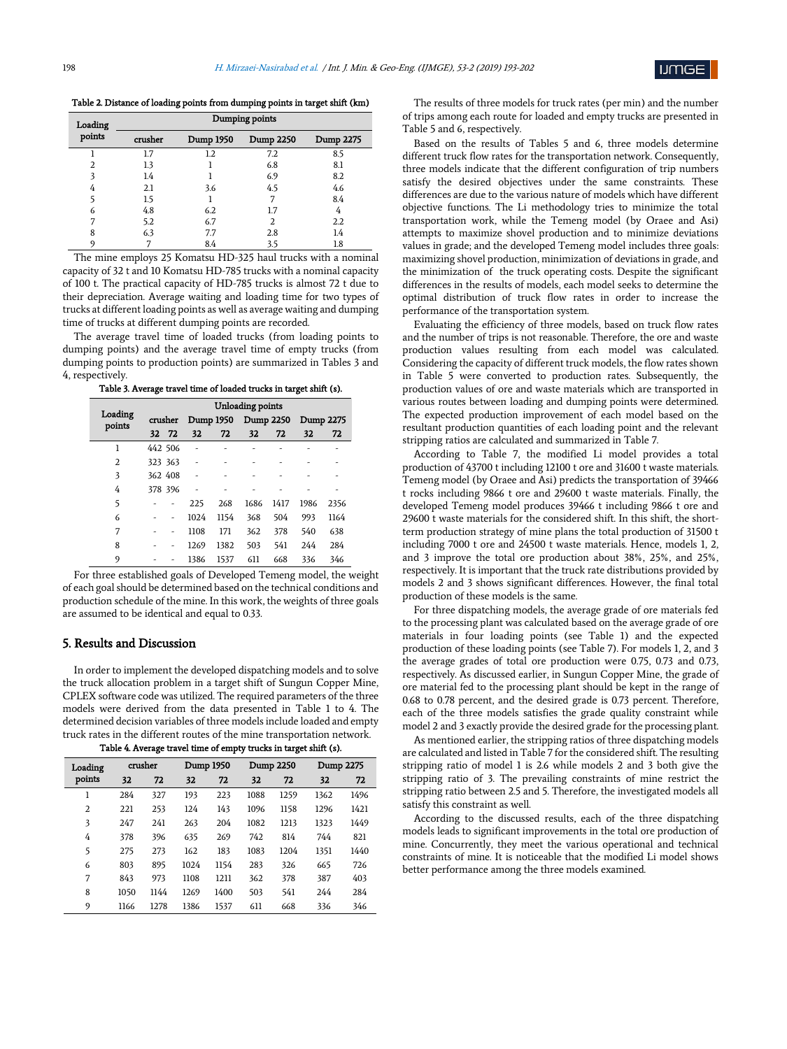Table 2. Distance of loading points from dumping points in target shift (km)

| Loading points | Dumping points | | | |
|---|---|---|---|---|
| | crusher | Dump 1950 | Dump 2250 | Dump 2275 |
| 1 | 1.7 | 1.2 | 7.2 | 8.5 |
| 2 | 1.3 | 1 | 6.8 | 8.1 |
| 3 | 1.4 | 1 | 6.9 | 8.2 |
| 4 | 2.1 | 3.6 | 4.5 | 4.6 |
| 5 | 1.5 | 1 | 7 | 8.4 |
| 6 | 4.8 | 6.2 | 1.7 | 4 |
| 7 | 5.2 | 6.7 | 2 | 2.2 |
| 8 | 6.3 | 7.7 | 2.8 | 1.4 |
| 9 | 7 | 8.4 | 3.5 | 1.8 |

The mine employs 25 Komatsu HD-325 haul trucks with a nominal capacity of 32 t and 10 Komatsu HD-785 trucks with a nominal capacity of 100 t. The practical capacity of HD-785 trucks is almost 72 t due to their depreciation. Average waiting and loading time for two types of trucks at different loading points as well as average waiting and dumping time of trucks at different dumping points are recorded.

The average travel time of loaded trucks (from loading points to dumping points) and the average travel time of empty trucks (from dumping points to production points) are summarized in Tables 3 and 4, respectively.

Table 3. Average travel time of loaded trucks in target shift (s).

| Loading points | Unloading points | | | | | | | |
|---|---|---|---|---|---|---|---|---|
| | crusher | | Dump 1950 | | Dump 2250 | | Dump 2275 | |
| | 32 | 72 | 32 | 72 | 32 | 72 | 32 | 72 |
| 1 | 442 | 506 | - | - | - | - | - | - |
| 2 | 323 | 363 | - | - | - | - | - | - |
| 3 | 362 | 408 | - | - | - | - | - | - |
| 4 | 378 | 396 | - | - | - | - | - | - |
| 5 | - | - | 225 | 268 | 1686 | 1417 | 1986 | 2356 |
| 6 | - | - | 1024 | 1154 | 368 | 504 | 993 | 1164 |
| 7 | - | - | 1108 | 171 | 362 | 378 | 540 | 638 |
| 8 | - | - | 1269 | 1382 | 503 | 541 | 244 | 284 |
| 9 | - | - | 1386 | 1537 | 611 | 668 | 336 | 346 |

For three established goals of Developed Temeng model, the weight of each goal should be determined based on the technical conditions and production schedule of the mine. In this work, the weights of three goals are assumed to be identical and equal to 0.33.

## 5. Results and Discussion

In order to implement the developed dispatching models and to solve the truck allocation problem in a target shift of Sungun Copper Mine, CPLEX software code was utilized. The required parameters of the three models were derived from the data presented in Table 1 to 4. The determined decision variables of three models include loaded and empty truck rates in the different routes of the mine transportation network.

Table 4. Average travel time of empty trucks in target shift (s).

| Loading points | crusher | | Dump 1950 | | Dump 2250 | | Dump 2275 | |
|---|---|---|---|---|---|---|---|---|
| | 32 | 72 | 32 | 72 | 32 | 72 | 32 | 72 |
| 1 | 284 | 327 | 193 | 223 | 1088 | 1259 | 1362 | 1496 |
| 2 | 221 | 253 | 124 | 143 | 1096 | 1158 | 1296 | 1421 |
| 3 | 247 | 241 | 263 | 204 | 1082 | 1213 | 1323 | 1449 |
| 4 | 378 | 396 | 635 | 269 | 742 | 814 | 744 | 821 |
| 5 | 275 | 273 | 162 | 183 | 1083 | 1204 | 1351 | 1440 |
| 6 | 803 | 895 | 1024 | 1154 | 283 | 326 | 665 | 726 |
| 7 | 843 | 973 | 1108 | 1211 | 362 | 378 | 387 | 403 |
| 8 | 1050 | 1144 | 1269 | 1400 | 503 | 541 | 244 | 284 |
| 9 | 1166 | 1278 | 1386 | 1537 | 611 | 668 | 336 | 346 |

The results of three models for truck rates (per min) and the number of trips among each route for loaded and empty trucks are presented in Table 5 and 6, respectively.

Based on the results of Tables 5 and 6, three models determine different truck flow rates for the transportation network. Consequently, three models indicate that the different configuration of trip numbers satisfy the desired objectives under the same constraints. These differences are due to the various nature of models which have different objective functions. The Li methodology tries to minimize the total transportation work, while the Temeng model (by Oraee and Asi) attempts to maximize shovel production and to minimize deviations values in grade; and the developed Temeng model includes three goals: maximizing shovel production, minimization of deviations in grade, and the minimization of the truck operating costs. Despite the significant differences in the results of models, each model seeks to determine the optimal distribution of truck flow rates in order to increase the performance of the transportation system.

Evaluating the efficiency of three models, based on truck flow rates and the number of trips is not reasonable. Therefore, the ore and waste production values resulting from each model was calculated. Considering the capacity of different truck models, the flow rates shown in Table 5 were converted to production rates. Subsequently, the production values of ore and waste materials which are transported in various routes between loading and dumping points were determined. The expected production improvement of each model based on the resultant production quantities of each loading point and the relevant stripping ratios are calculated and summarized in Table 7.

According to Table 7, the modified Li model provides a total production of 43700 t including 12100 t ore and 31600 t waste materials. Temeng model (by Oraee and Asi) predicts the transportation of 39466 t rocks including 9866 t ore and 29600 t waste materials. Finally, the developed Temeng model produces 39466 t including 9866 t ore and 29600 t waste materials for the considered shift. In this shift, the short-term production strategy of mine plans the total production of 31500 t including 7000 t ore and 24500 t waste materials. Hence, models 1, 2, and 3 improve the total ore production about 38%, 25%, and 25%, respectively. It is important that the truck rate distributions provided by models 2 and 3 shows significant differences. However, the final total production of these models is the same.

For three dispatching models, the average grade of ore materials fed to the processing plant was calculated based on the average grade of ore materials in four loading points (see Table 1) and the expected production of these loading points (see Table 7). For models 1, 2, and 3 the average grades of total ore production were 0.75, 0.73 and 0.73, respectively. As discussed earlier, in Sungun Copper Mine, the grade of ore material fed to the processing plant should be kept in the range of 0.68 to 0.78 percent, and the desired grade is 0.73 percent. Therefore, each of the three models satisfies the grade quality constraint while model 2 and 3 exactly provide the desired grade for the processing plant.

As mentioned earlier, the stripping ratios of three dispatching models are calculated and listed in Table 7 for the considered shift. The resulting stripping ratio of model 1 is 2.6 while models 2 and 3 both give the stripping ratio of 3. The prevailing constraints of mine restrict the stripping ratio between 2.5 and 5. Therefore, the investigated models all satisfy this constraint as well.

According to the discussed results, each of the three dispatching models leads to significant improvements in the total ore production of mine. Concurrently, they meet the various operational and technical constraints of mine. It is noticeable that the modified Li model shows better performance among the three models examined.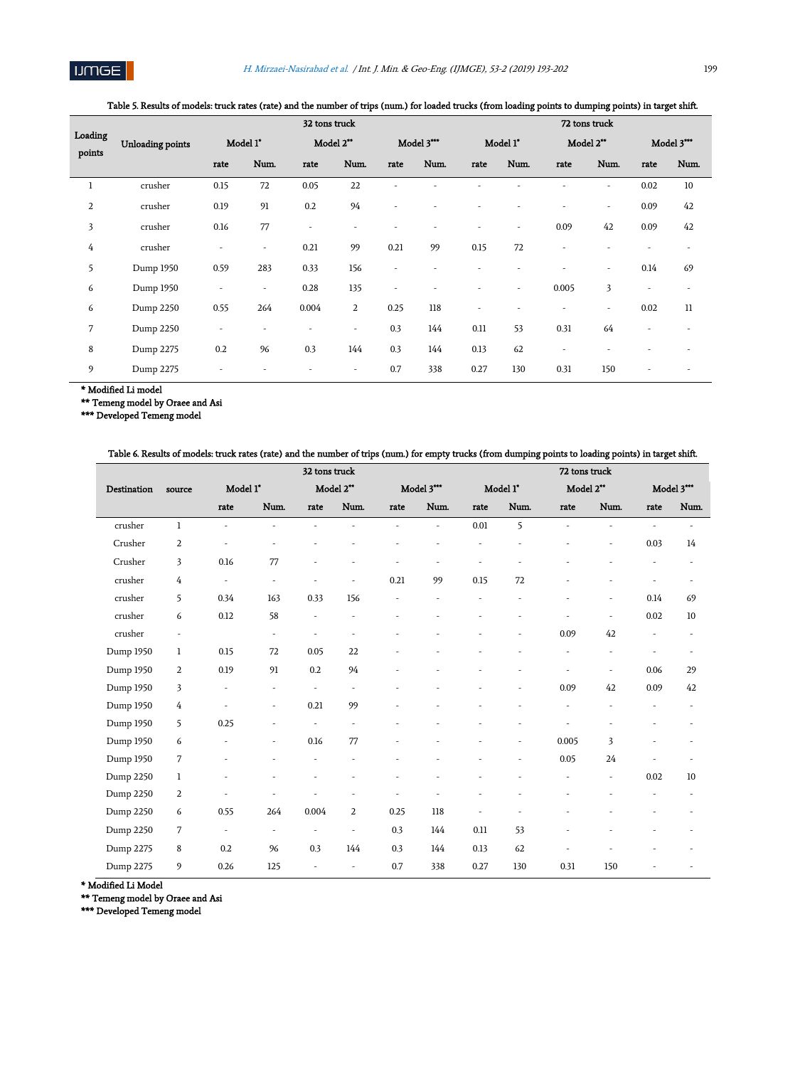Table 5. Results of models: truck rates (rate) and the number of trips (num.) for loaded trucks (from loading points to dumping points) in target shift.

| Loading points | Unloading points | 32 tons truck | | | | | | 72 tons truck | | | | | |
|---|---|---|---|---|---|---|---|---|---|---|---|---|---|
| | | Model 1* | | Model 2** | | Model 3*** | | Model 1* | | Model 2** | | Model 3*** | |
| | | rate | Num. | rate | Num. | rate | Num. | rate | Num. | rate | Num. | rate | Num. |
| 1 | crusher | 0.15 | 72 | 0.05 | 22 | - | - | - | - | - | - | 0.02 | 10 |
| 2 | crusher | 0.19 | 91 | 0.2 | 94 | - | - | - | - | - | - | 0.09 | 42 |
| 3 | crusher | 0.16 | 77 | - | - | - | - | - | - | 0.09 | 42 | 0.09 | 42 |
| 4 | crusher | - | - | 0.21 | 99 | 0.21 | 99 | 0.15 | 72 | - | - | - | - |
| 5 | Dump 1950 | 0.59 | 283 | 0.33 | 156 | - | - | - | - | - | - | 0.14 | 69 |
| 6 | Dump 1950 | - | - | 0.28 | 135 | - | - | - | - | 0.005 | 3 | - | - |
| 6 | Dump 2250 | 0.55 | 264 | 0.004 | 2 | 0.25 | 118 | - | - | - | - | 0.02 | 11 |
| 7 | Dump 2250 | - | - | - | - | 0.3 | 144 | 0.11 | 53 | 0.31 | 64 | - | - |
| 8 | Dump 2275 | 0.2 | 96 | 0.3 | 144 | 0.3 | 144 | 0.13 | 62 | - | - | - | - |
| 9 | Dump 2275 | - | - | - | - | 0.7 | 338 | 0.27 | 130 | 0.31 | 150 | - | - |

\* Modified Li model
\*\* Temeng model by Oraee and Asi
\*\*\* Developed Temeng model

Table 6. Results of models: truck rates (rate) and the number of trips (num.) for empty trucks (from dumping points to loading points) in target shift.

| Destination | source | 32 tons truck | | | | | | 72 tons truck | | | | | |
|---|---|---|---|---|---|---|---|---|---|---|---|---|---|
| | | Model 1* | | Model 2** | | Model 3*** | | Model 1* | | Model 2** | | Model 3*** | |
| | | rate | Num. | rate | Num. | rate | Num. | rate | Num. | rate | Num. | rate | Num. |
| crusher | 1 | - | - | - | - | - | - | 0.01 | 5 | - | - | - | - |
| Crusher | 2 | - | - | - | - | - | - | - | - | - | - | 0.03 | 14 |
| Crusher | 3 | 0.16 | 77 | - | - | - | - | - | - | - | - | - | - |
| crusher | 4 | - | - | - | - | 0.21 | 99 | 0.15 | 72 | - | - | - | - |
| crusher | 5 | 0.34 | 163 | 0.33 | 156 | - | - | - | - | - | - | 0.14 | 69 |
| crusher | 6 | 0.12 | 58 | - | - | - | - | - | - | - | - | 0.02 | 10 |
| crusher | - | | - | - | - | - | - | - | - | 0.09 | 42 | - | - |
| Dump 1950 | 1 | 0.15 | 72 | 0.05 | 22 | - | - | - | - | - | - | - | - |
| Dump 1950 | 2 | 0.19 | 91 | 0.2 | 94 | - | - | - | - | - | - | 0.06 | 29 |
| Dump 1950 | 3 | - | - | - | - | - | - | - | - | 0.09 | 42 | 0.09 | 42 |
| Dump 1950 | 4 | - | - | 0.21 | 99 | - | - | - | - | - | - | - | - |
| Dump 1950 | 5 | 0.25 | - | - | - | - | - | - | - | - | - | - | - |
| Dump 1950 | 6 | - | - | 0.16 | 77 | - | - | - | - | 0.005 | 3 | - | - |
| Dump 1950 | 7 | - | - | - | - | - | - | - | - | 0.05 | 24 | - | - |
| Dump 2250 | 1 | - | - | - | - | - | - | - | - | - | - | 0.02 | 10 |
| Dump 2250 | 2 | - | - | - | - | - | - | - | - | - | - | - | - |
| Dump 2250 | 6 | 0.55 | 264 | 0.004 | 2 | 0.25 | 118 | - | - | - | - | - | - |
| Dump 2250 | 7 | - | - | - | - | 0.3 | 144 | 0.11 | 53 | - | - | - | - |
| Dump 2275 | 8 | 0.2 | 96 | 0.3 | 144 | 0.3 | 144 | 0.13 | 62 | - | - | - | - |
| Dump 2275 | 9 | 0.26 | 125 | - | - | 0.7 | 338 | 0.27 | 130 | 0.31 | 150 | - | - |

\* Modified Li Model
\*\* Temeng model by Oraee and Asi
\*\*\* Developed Temeng model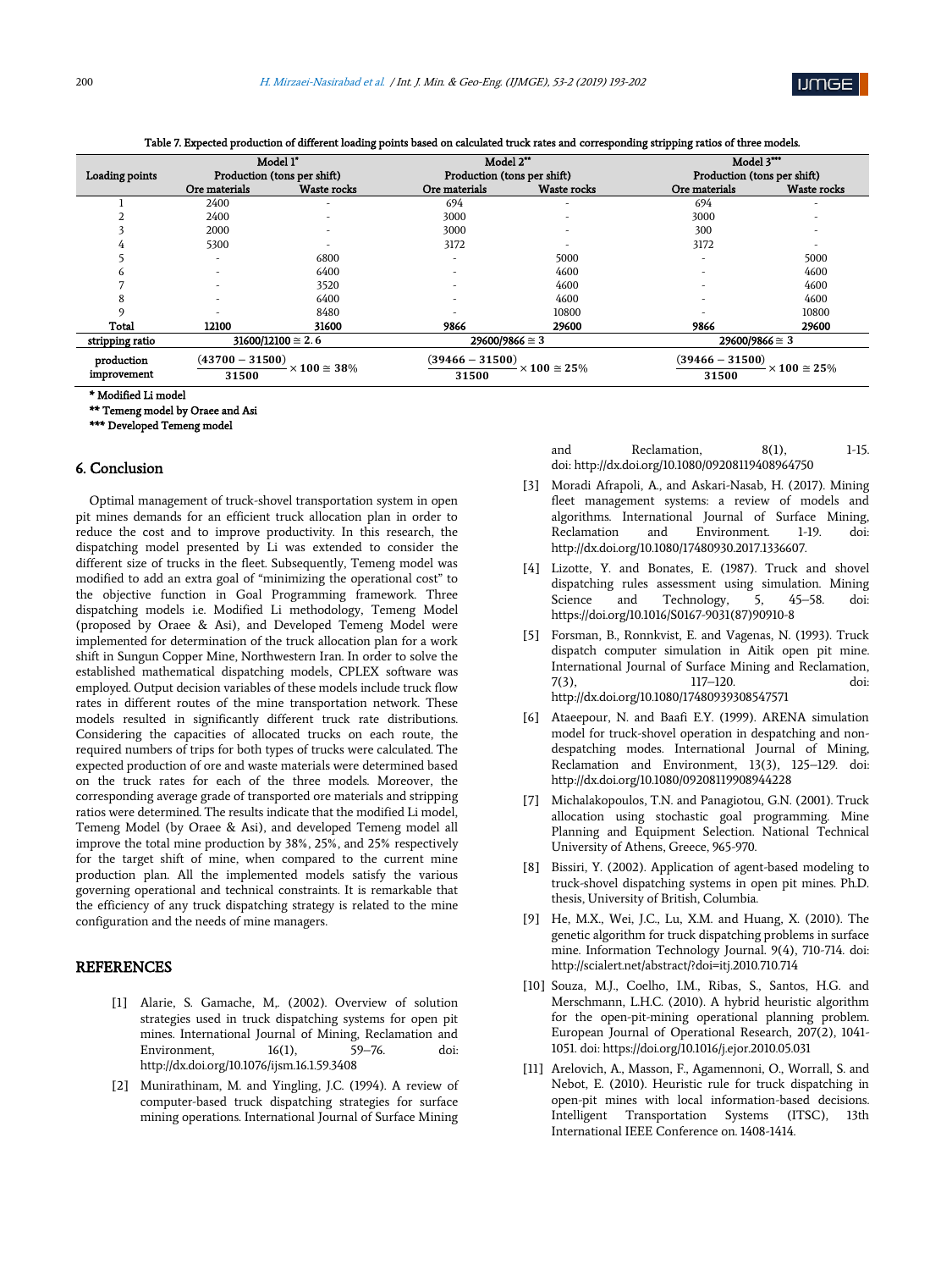Table 7. Expected production of different loading points based on calculated truck rates and corresponding stripping ratios of three models.

| Loading points | Model 1* | | Model 2** | | Model 3*** | |
|---|---|---|---|---|---|---|
| | Production (tons per shift) | | Production (tons per shift) | | Production (tons per shift) | |
| | Ore materials | Waste rocks | Ore materials | Waste rocks | Ore materials | Waste rocks |
| 1 | 2400 | - | 694 | - | 694 | - |
| 2 | 2400 | - | 3000 | - | 3000 | - |
| 3 | 2000 | - | 3000 | - | 300 | - |
| 4 | 5300 | - | 3172 | - | 3172 | - |
| 5 | - | 6800 | - | 5000 | - | 5000 |
| 6 | - | 6400 | - | 4600 | - | 4600 |
| 7 | - | 3520 | - | 4600 | - | 4600 |
| 8 | - | 6400 | - | 4600 | - | 4600 |
| 9 | - | 8480 | - | 10800 | - | 10800 |
| **Total** | **12100** | **31600** | **9866** | **29600** | **9866** | **29600** |
| stripping ratio | $31600/12100 \cong 2.6$ | | $29600/9866 \cong 3$ | | $29600/9866 \cong 3$ | |
| production improvement | $\frac{(43700-31500)}{31500} \times 100 \cong 38\%$ | | $\frac{(39466-31500)}{31500} \times 100 \cong 25\%$ | | $\frac{(39466-31500)}{31500} \times 100 \cong 25\%$ | |

\* Modified Li model

\*\* Temeng model by Oraee and Asi

\*\*\* Developed Temeng model

## 6. Conclusion

Optimal management of truck-shovel transportation system in open pit mines demands for an efficient truck allocation plan in order to reduce the cost and to improve productivity. In this research, the dispatching model presented by Li was extended to consider the different size of trucks in the fleet. Subsequently, Temeng model was modified to add an extra goal of "minimizing the operational cost" to the objective function in Goal Programming framework. Three dispatching models i.e. Modified Li methodology, Temeng Model (proposed by Oraee & Asi), and Developed Temeng Model were implemented for determination of the truck allocation plan for a work shift in Sungun Copper Mine, Northwestern Iran. In order to solve the established mathematical dispatching models, CPLEX software was employed. Output decision variables of these models include truck flow rates in different routes of the mine transportation network. These models resulted in significantly different truck rate distributions. Considering the capacities of allocated trucks on each route, the required numbers of trips for both types of trucks were calculated. The expected production of ore and waste materials were determined based on the truck rates for each of the three models. Moreover, the corresponding average grade of transported ore materials and stripping ratios were determined. The results indicate that the modified Li model, Temeng Model (by Oraee & Asi), and developed Temeng model all improve the total mine production by 38%, 25%, and 25% respectively for the target shift of mine, when compared to the current mine production plan. All the implemented models satisfy the various governing operational and technical constraints. It is remarkable that the efficiency of any truck dispatching strategy is related to the mine configuration and the needs of mine managers.

## REFERENCES

[1] Alarie, S. Gamache, M,. (2002). Overview of solution strategies used in truck dispatching systems for open pit mines. International Journal of Mining, Reclamation and Environment, 16(1), 59–76. doi: http://dx.doi.org/10.1076/ijsm.16.1.59.3408

[2] Munirathinam, M. and Yingling, J.C. (1994). A review of computer-based truck dispatching strategies for surface mining operations. International Journal of Surface Mining and Reclamation, 8(1), 1-15. doi: http://dx.doi.org/10.1080/09208119408964750

[3] Moradi Afrapoli, A., and Askari-Nasab, H. (2017). Mining fleet management systems: a review of models and algorithms. International Journal of Surface Mining, Reclamation and Environment. 1-19. doi: http://dx.doi.org/10.1080/17480930.2017.1336607.

[4] Lizotte, Y. and Bonates, E. (1987). Truck and shovel dispatching rules assessment using simulation. Mining Science and Technology, 5, 45–58. doi: https://doi.org/10.1016/S0167-9031(87)90910-8

[5] Forsman, B., Ronnkvist, E. and Vagenas, N. (1993). Truck dispatch computer simulation in Aitik open pit mine. International Journal of Surface Mining and Reclamation, 7(3), 117–120. doi: http://dx.doi.org/10.1080/17480939308547571

[6] Ataeepour, N. and Baafi E.Y. (1999). ARENA simulation model for truck-shovel operation in despatching and non-despatching modes. International Journal of Mining, Reclamation and Environment, 13(3), 125–129. doi: http://dx.doi.org/10.1080/09208119908944228

[7] Michalakopoulos, T.N. and Panagiotou, G.N. (2001). Truck allocation using stochastic goal programming. Mine Planning and Equipment Selection. National Technical University of Athens, Greece, 965-970.

[8] Bissiri, Y. (2002). Application of agent-based modeling to truck-shovel dispatching systems in open pit mines. Ph.D. thesis, University of British, Columbia.

[9] He, M.X., Wei, J.C., Lu, X.M. and Huang, X. (2010). The genetic algorithm for truck dispatching problems in surface mine. Information Technology Journal. 9(4), 710-714. doi: http://scialert.net/abstract/?doi=itj.2010.710.714

[10] Souza, M.J., Coelho, I.M., Ribas, S., Santos, H.G. and Merschmann, L.H.C. (2010). A hybrid heuristic algorithm for the open-pit-mining operational planning problem. European Journal of Operational Research, 207(2), 1041-1051. doi: https://doi.org/10.1016/j.ejor.2010.05.031

[11] Arelovich, A., Masson, F., Agamennoni, O., Worrall, S. and Nebot, E. (2010). Heuristic rule for truck dispatching in open-pit mines with local information-based decisions. Intelligent Transportation Systems (ITSC), 13th International IEEE Conference on. 1408-1414.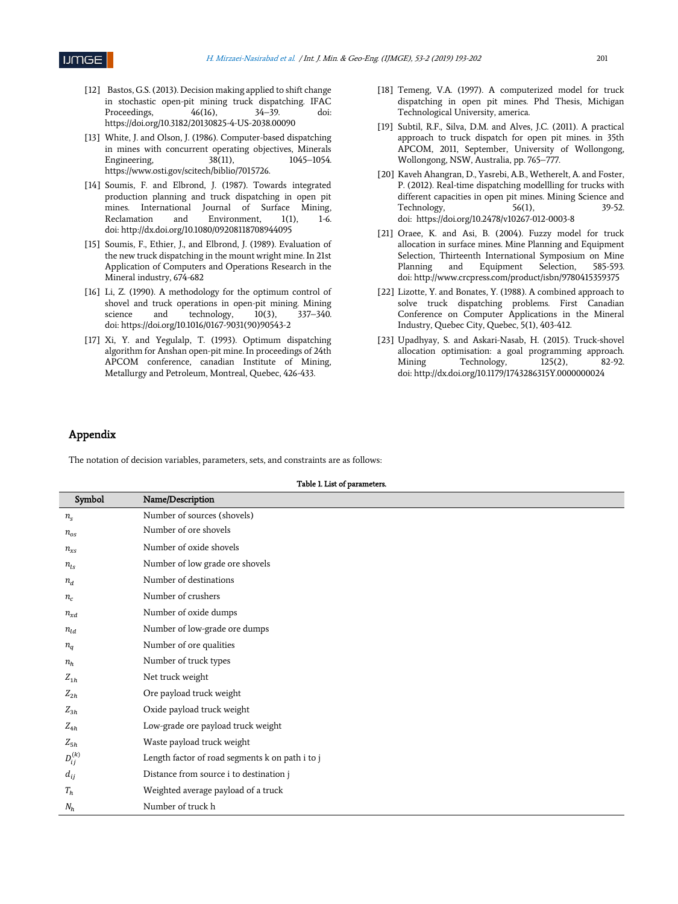[12] Bastos, G.S. (2013). Decision making applied to shift change in stochastic open-pit mining truck dispatching. IFAC Proceedings, 46(16), 34–39. doi: https://doi.org/10.3182/20130825-4-US-2038.00090

[13] White, J. and Olson, J. (1986). Computer-based dispatching in mines with concurrent operating objectives, Minerals Engineering, 38(11), 1045–1054. https://www.osti.gov/scitech/biblio/7015726.

[14] Soumis, F. and Elbrond, J. (1987). Towards integrated production planning and truck dispatching in open pit mines. International Journal of Surface Mining, Reclamation and Environment, 1(1), 1-6. doi: http://dx.doi.org/10.1080/09208118708944095

[15] Soumis, F., Ethier, J., and Elbrond, J. (1989). Evaluation of the new truck dispatching in the mount wright mine. In 21st Application of Computers and Operations Research in the Mineral industry, 674-682

[16] Li, Z. (1990). A methodology for the optimum control of shovel and truck operations in open-pit mining. Mining science and technology, 10(3), 337–340. doi: https://doi.org/10.1016/0167-9031(90)90543-2

[17] Xi, Y. and Yegulalp, T. (1993). Optimum dispatching algorithm for Anshan open-pit mine. In proceedings of 24th APCOM conference, canadian Institute of Mining, Metallurgy and Petroleum, Montreal, Quebec, 426-433.

[18] Temeng, V.A. (1997). A computerized model for truck dispatching in open pit mines. Phd Thesis, Michigan Technological University, america.

[19] Subtil, R.F., Silva, D.M. and Alves, J.C. (2011). A practical approach to truck dispatch for open pit mines. in 35th APCOM, 2011, September, University of Wollongong, Wollongong, NSW, Australia, pp. 765–777.

[20] Kaveh Ahangran, D., Yasrebi, A.B., Wetherelt, A. and Foster, P. (2012). Real-time dispatching modellling for trucks with different capacities in open pit mines. Mining Science and Technology, 56(1), 39-52. doi: https://doi.org/10.2478/v10267-012-0003-8

[21] Oraee, K. and Asi, B. (2004). Fuzzy model for truck allocation in surface mines. Mine Planning and Equipment Selection, Thirteenth International Symposium on Mine Planning and Equipment Selection, 585-593. doi: http://www.crcpress.com/product/isbn/9780415359375

[22] Lizotte, Y. and Bonates, Y. (1988). A combined approach to solve truck dispatching problems. First Canadian Conference on Computer Applications in the Mineral Industry, Quebec City, Quebec, 5(1), 403-412.

[23] Upadhyay, S. and Askari-Nasab, H. (2015). Truck-shovel allocation optimisation: a goal programming approach. Mining Technology, 125(2), 82-92. doi: http://dx.doi.org/10.1179/1743286315Y.0000000024

## Appendix

The notation of decision variables, parameters, sets, and constraints are as follows:

**Table 1. List of parameters.**

| Symbol | Name/Description |
| --- | --- |
| $n_s$ | Number of sources (shovels) |
| $n_{os}$ | Number of ore shovels |
| $n_{xs}$ | Number of oxide shovels |
| $n_{ls}$ | Number of low grade ore shovels |
| $n_d$ | Number of destinations |
| $n_c$ | Number of crushers |
| $n_{xd}$ | Number of oxide dumps |
| $n_{ld}$ | Number of low-grade ore dumps |
| $n_q$ | Number of ore qualities |
| $n_h$ | Number of truck types |
| $Z_{1h}$ | Net truck weight |
| $Z_{2h}$ | Ore payload truck weight |
| $Z_{3h}$ | Oxide payload truck weight |
| $Z_{4h}$ | Low-grade ore payload truck weight |
| $Z_{5h}$ | Waste payload truck weight |
| $D_{ij}^{(k)}$ | Length factor of road segments k on path i to j |
| $d_{ij}$ | Distance from source i to destination j |
| $T_h$ | Weighted average payload of a truck |
| $N_h$ | Number of truck h |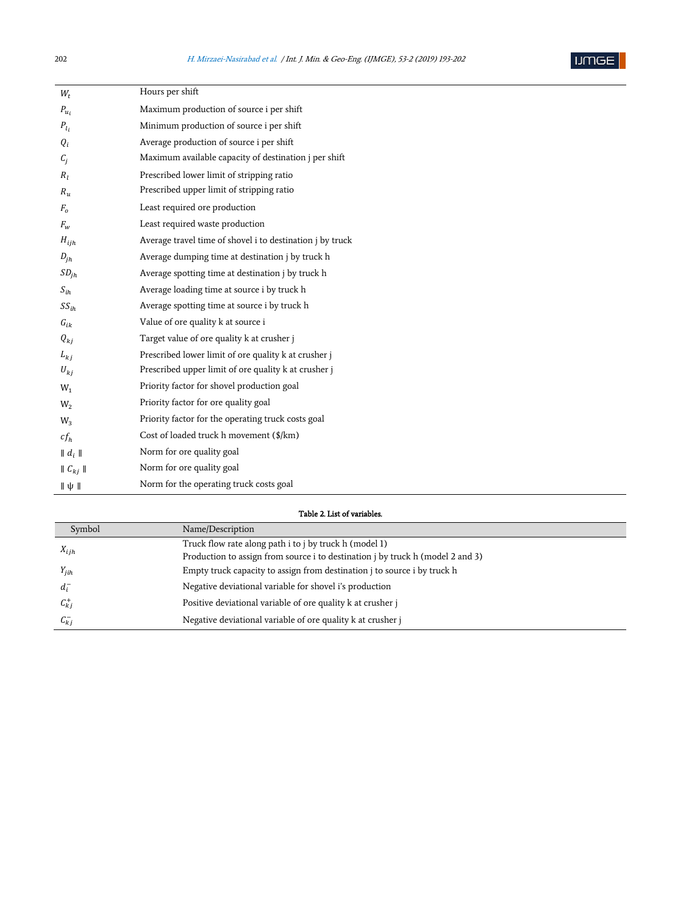| | |
|---|---|
| $W_t$ | Hours per shift |
| $P_{u_i}$ | Maximum production of source i per shift |
| $P_{l_i}$ | Minimum production of source i per shift |
| $Q_i$ | Average production of source i per shift |
| $C_j$ | Maximum available capacity of destination j per shift |
| $R_l$ | Prescribed lower limit of stripping ratio |
| $R_u$ | Prescribed upper limit of stripping ratio |
| $F_o$ | Least required ore production |
| $F_w$ | Least required waste production |
| $H_{ijh}$ | Average travel time of shovel i to destination j by truck |
| $D_{jh}$ | Average dumping time at destination j by truck h |
| $SD_{jh}$ | Average spotting time at destination j by truck h |
| $S_{ih}$ | Average loading time at source i by truck h |
| $SS_{ih}$ | Average spotting time at source i by truck h |
| $G_{ik}$ | Value of ore quality k at source i |
| $Q_{kj}$ | Target value of ore quality k at crusher j |
| $L_{kj}$ | Prescribed lower limit of ore quality k at crusher j |
| $U_{kj}$ | Prescribed upper limit of ore quality k at crusher j |
| $W_1$ | Priority factor for shovel production goal |
| $W_2$ | Priority factor for ore quality goal |
| $W_3$ | Priority factor for the operating truck costs goal |
| $cf_h$ | Cost of loaded truck h movement ($/km) |
| $\| d_i \|$ | Norm for ore quality goal |
| $\| C_{kj} \|$ | Norm for ore quality goal |
| $\| \psi \|$ | Norm for the operating truck costs goal |

**Table 2. List of variables.**

| Symbol | Name/Description |
|---|---|
| $X_{ijh}$ | Truck flow rate along path i to j by truck h (model 1)<br>Production to assign from source i to destination j by truck h (model 2 and 3) |
| $Y_{jih}$ | Empty truck capacity to assign from destination j to source i by truck h |
| $d_i^-$ | Negative deviational variable for shovel i's production |
| $C_{kj}^+$ | Positive deviational variable of ore quality k at crusher j |
| $C_{kj}^-$ | Negative deviational variable of ore quality k at crusher j |